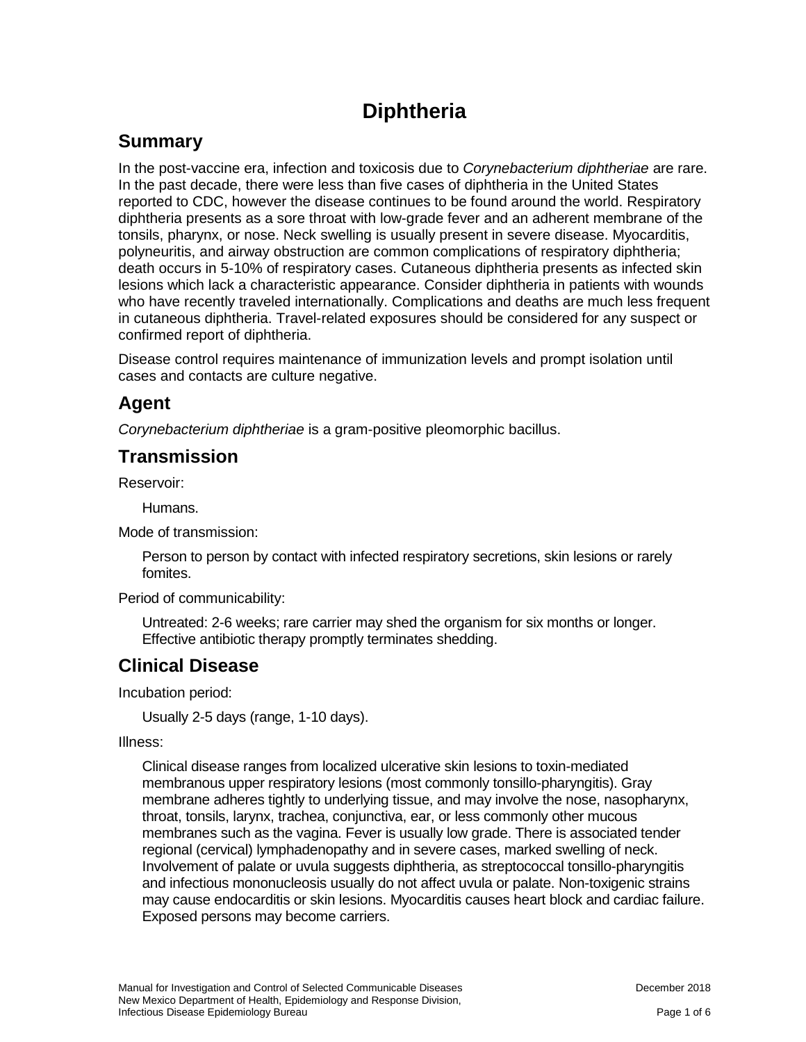# Diphtheria

## Summary

In the post-vaccine era, infection and toxicosis due to *Corynebacterium diphtheriae* are rare. In the past decade, there were less than five cases of diphtheria in the United States reported to CDC, however the disease continues to be found around the world. Respiratory diphtheria presents as a sore throat with low-grade fever and an adherent membrane of the tonsils, pharynx, or nose. Neck swelling is usually present in severe disease. Myocarditis, polyneuritis, and airway obstruction are common complications of respiratory diphtheria; death occurs in 5-10% of respiratory cases. Cutaneous diphtheria presents as infected skin lesions which lack a characteristic appearance. Consider diphtheria in patients with wounds who have recently traveled internationally. Complications and deaths are much less frequent in cutaneous diphtheria. Travel-related exposures should be considered for any suspect or confirmed report of diphtheria.

Disease control requires maintenance of immunization levels and prompt isolation until cases and contacts are culture negative.

## Agent

*Corynebacterium diphtheriae* is a gram-positive pleomorphic bacillus.

## Transmission

Reservoir:

Humans.

Mode of transmission:

Person to person by contact with infected respiratory secretions, skin lesions or rarely fomites.

Period of communicability:

Untreated: 2-6 weeks; rare carrier may shed the organism for six months or longer. Effective antibiotic therapy promptly terminates shedding.

## Clinical Disease

Incubation period:

Usually 2-5 days (range, 1-10 days).

Illness:

Clinical disease ranges from localized ulcerative skin lesions to toxin-mediated membranous upper respiratory lesions (most commonly tonsillo-pharyngitis). Gray membrane adheres tightly to underlying tissue, and may involve the nose, nasopharynx, throat, tonsils, larynx, trachea, conjunctiva, ear, or less commonly other mucous membranes such as the vagina. Fever is usually low grade. There is associated tender regional (cervical) lymphadenopathy and in severe cases, marked swelling of neck. Involvement of palate or uvula suggests diphtheria, as streptococcal tonsillo-pharyngitis and infectious mononucleosis usually do not affect uvula or palate. Non-toxigenic strains may cause endocarditis or skin lesions. Myocarditis causes heart block and cardiac failure. Exposed persons may become carriers.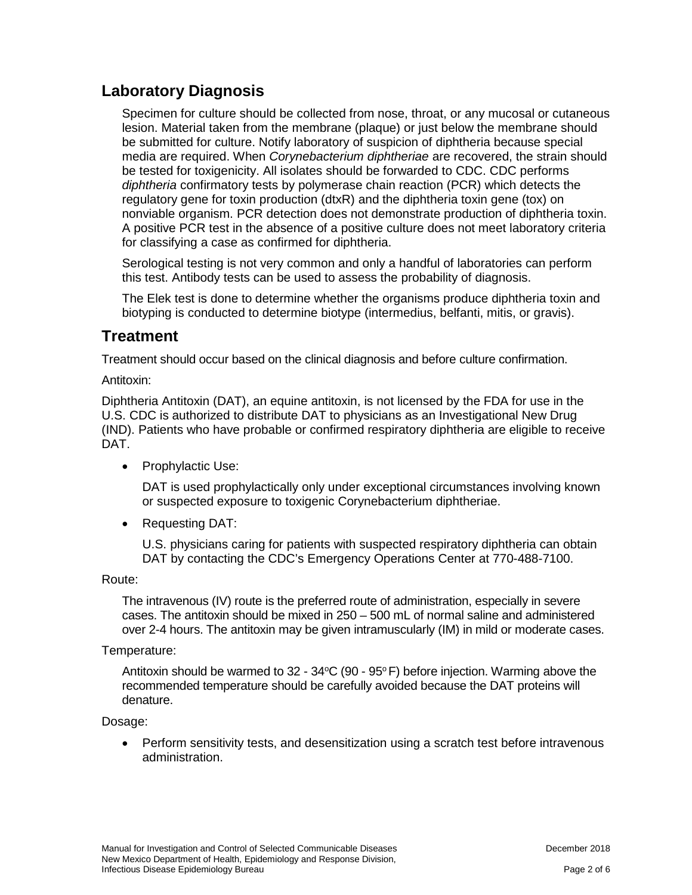## Laboratory Diagnosis

Specimen for culture should be collected from nose, throat, or any mucosal or cutaneous lesion. Material taken from the membrane (plaque) or just below the membrane should be submitted for culture. Notify laboratory of suspicion of diphtheria because special media are required. When *Corynebacterium diphtheriae* are recovered, the strain should be tested for toxigenicity. All isolates should be forwarded to CDC. CDC performs *diphtheria* confirmatory tests by polymerase chain reaction (PCR) which detects the regulatory gene for toxin production (dtxR) and the diphtheria toxin gene (tox) on nonviable organism. PCR detection does not demonstrate production of diphtheria toxin. A positive PCR test in the absence of a positive culture does not meet laboratory criteria for classifying a case as confirmed for diphtheria.

Serological testing is not very common and only a handful of laboratories can perform this test. Antibody tests can be used to assess the probability of diagnosis.

The Elek test is done to determine whether the organisms produce diphtheria toxin and biotyping is conducted to determine biotype (intermedius, belfanti, mitis, or gravis).

## Treatment

Treatment should occur based on the clinical diagnosis and before culture confirmation.

Antitoxin:

Diphtheria Antitoxin (DAT), an equine antitoxin, is not licensed by the FDA for use in the U.S. CDC is authorized to distribute DAT to physicians as an Investigational New Drug (IND). Patients who have probable or confirmed respiratory diphtheria are eligible to receive DAT.

- Prophylactic Use:

  DAT is used prophylactically only under exceptional circumstances involving known or suspected exposure to toxigenic Corynebacterium diphtheriae.

- Requesting DAT:

  U.S. physicians caring for patients with suspected respiratory diphtheria can obtain DAT by contacting the CDC's Emergency Operations Center at 770-488-7100.

Route:

The intravenous (IV) route is the preferred route of administration, especially in severe cases. The antitoxin should be mixed in 250 – 500 mL of normal saline and administered over 2-4 hours. The antitoxin may be given intramuscularly (IM) in mild or moderate cases.

Temperature:

Antitoxin should be warmed to 32 - 34°C (90 - 95° F) before injection. Warming above the recommended temperature should be carefully avoided because the DAT proteins will denature.

Dosage:

- Perform sensitivity tests, and desensitization using a scratch test before intravenous administration.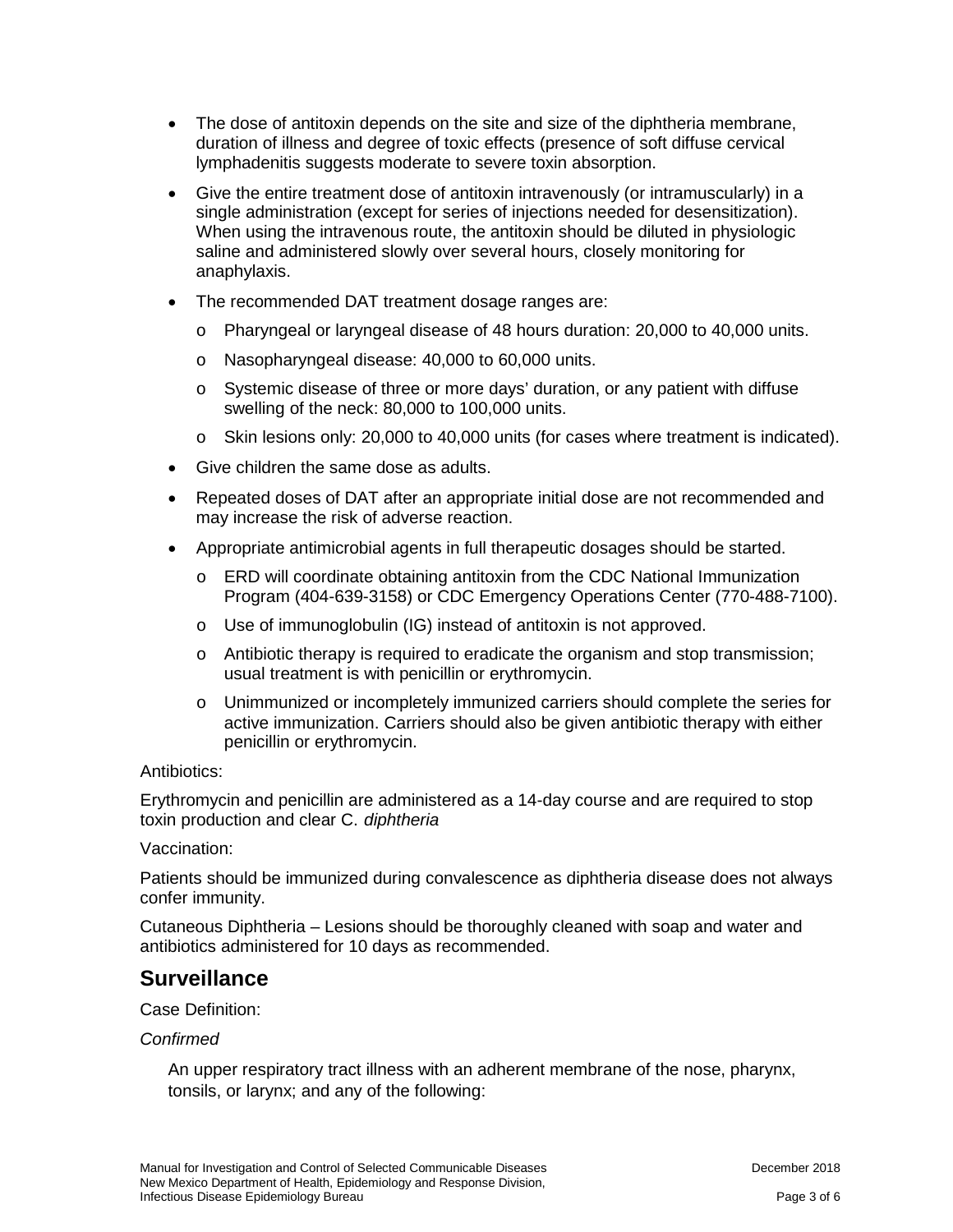- The dose of antitoxin depends on the site and size of the diphtheria membrane, duration of illness and degree of toxic effects (presence of soft diffuse cervical lymphadenitis suggests moderate to severe toxin absorption.
- Give the entire treatment dose of antitoxin intravenously (or intramuscularly) in a single administration (except for series of injections needed for desensitization). When using the intravenous route, the antitoxin should be diluted in physiologic saline and administered slowly over several hours, closely monitoring for anaphylaxis.
- The recommended DAT treatment dosage ranges are:
  - Pharyngeal or laryngeal disease of 48 hours duration: 20,000 to 40,000 units.
  - Nasopharyngeal disease: 40,000 to 60,000 units.
  - Systemic disease of three or more days' duration, or any patient with diffuse swelling of the neck: 80,000 to 100,000 units.
  - Skin lesions only: 20,000 to 40,000 units (for cases where treatment is indicated).
- Give children the same dose as adults.
- Repeated doses of DAT after an appropriate initial dose are not recommended and may increase the risk of adverse reaction.
- Appropriate antimicrobial agents in full therapeutic dosages should be started.
  - ERD will coordinate obtaining antitoxin from the CDC National Immunization Program (404-639-3158) or CDC Emergency Operations Center (770-488-7100).
  - Use of immunoglobulin (IG) instead of antitoxin is not approved.
  - Antibiotic therapy is required to eradicate the organism and stop transmission; usual treatment is with penicillin or erythromycin.
  - Unimmunized or incompletely immunized carriers should complete the series for active immunization. Carriers should also be given antibiotic therapy with either penicillin or erythromycin.

Antibiotics:

Erythromycin and penicillin are administered as a 14-day course and are required to stop toxin production and clear C. *diphtheria*

Vaccination:

Patients should be immunized during convalescence as diphtheria disease does not always confer immunity.

Cutaneous Diphtheria – Lesions should be thoroughly cleaned with soap and water and antibiotics administered for 10 days as recommended.

## Surveillance

Case Definition:

*Confirmed*

An upper respiratory tract illness with an adherent membrane of the nose, pharynx, tonsils, or larynx; and any of the following: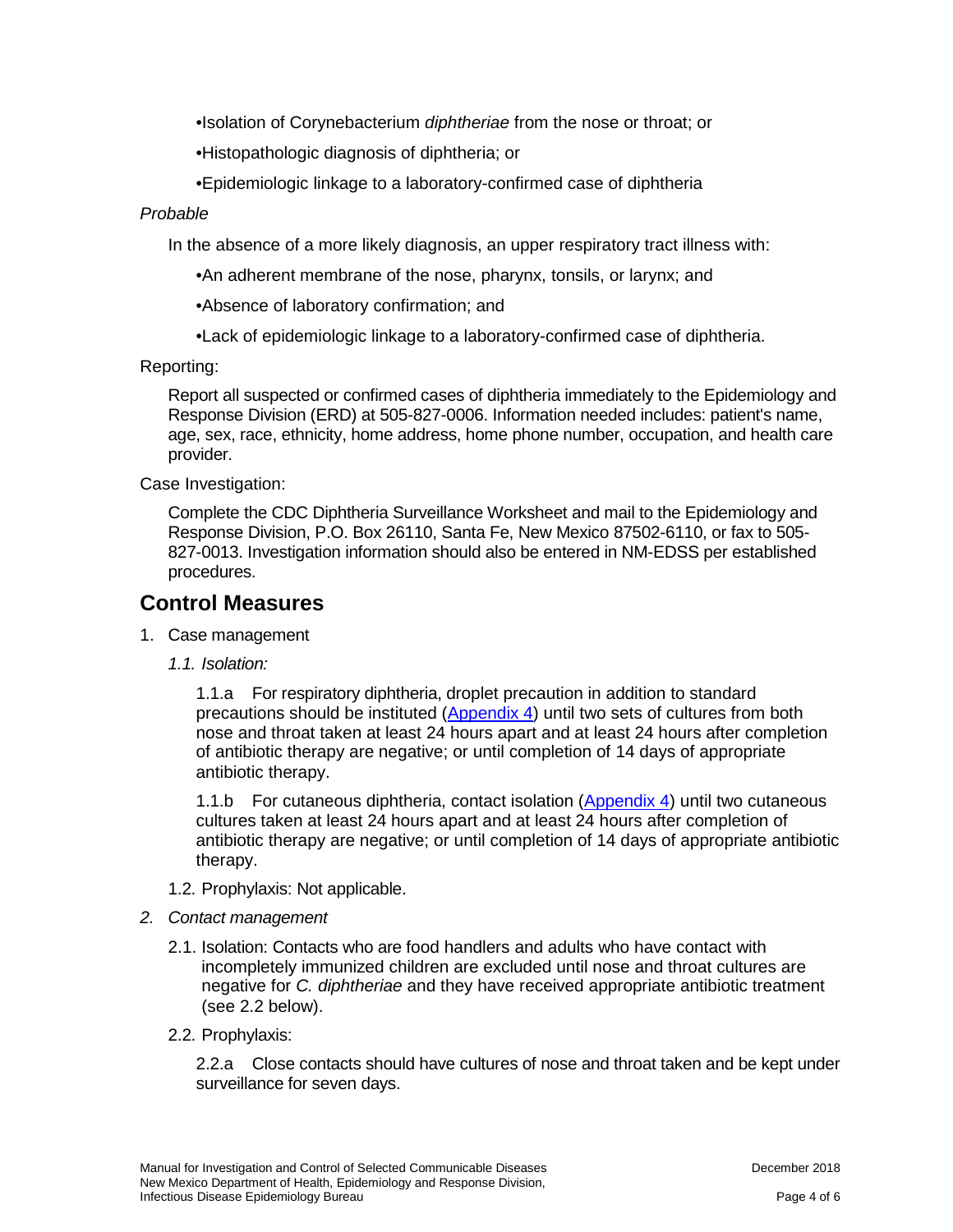•Isolation of Corynebacterium *diphtheriae* from the nose or throat; or

•Histopathologic diagnosis of diphtheria; or

•Epidemiologic linkage to a laboratory-confirmed case of diphtheria

*Probable*

In the absence of a more likely diagnosis, an upper respiratory tract illness with:

•An adherent membrane of the nose, pharynx, tonsils, or larynx; and

•Absence of laboratory confirmation; and

•Lack of epidemiologic linkage to a laboratory-confirmed case of diphtheria.

Reporting:

Report all suspected or confirmed cases of diphtheria immediately to the Epidemiology and Response Division (ERD) at 505-827-0006. Information needed includes: patient's name, age, sex, race, ethnicity, home address, home phone number, occupation, and health care provider.

Case Investigation:

Complete the CDC Diphtheria Surveillance Worksheet and mail to the Epidemiology and Response Division, P.O. Box 26110, Santa Fe, New Mexico 87502-6110, or fax to 505-827-0013. Investigation information should also be entered in NM-EDSS per established procedures.

## Control Measures

1. Case management

   *1.1. Isolation:*

   1.1.a For respiratory diphtheria, droplet precaution in addition to standard precautions should be instituted (Appendix 4) until two sets of cultures from both nose and throat taken at least 24 hours apart and at least 24 hours after completion of antibiotic therapy are negative; or until completion of 14 days of appropriate antibiotic therapy.

   1.1.b For cutaneous diphtheria, contact isolation (Appendix 4) until two cutaneous cultures taken at least 24 hours apart and at least 24 hours after completion of antibiotic therapy are negative; or until completion of 14 days of appropriate antibiotic therapy.

   1.2. Prophylaxis: Not applicable.

2. *Contact management*

   2.1. Isolation: Contacts who are food handlers and adults who have contact with incompletely immunized children are excluded until nose and throat cultures are negative for *C. diphtheriae* and they have received appropriate antibiotic treatment (see 2.2 below).

   2.2. Prophylaxis:

   2.2.a Close contacts should have cultures of nose and throat taken and be kept under surveillance for seven days.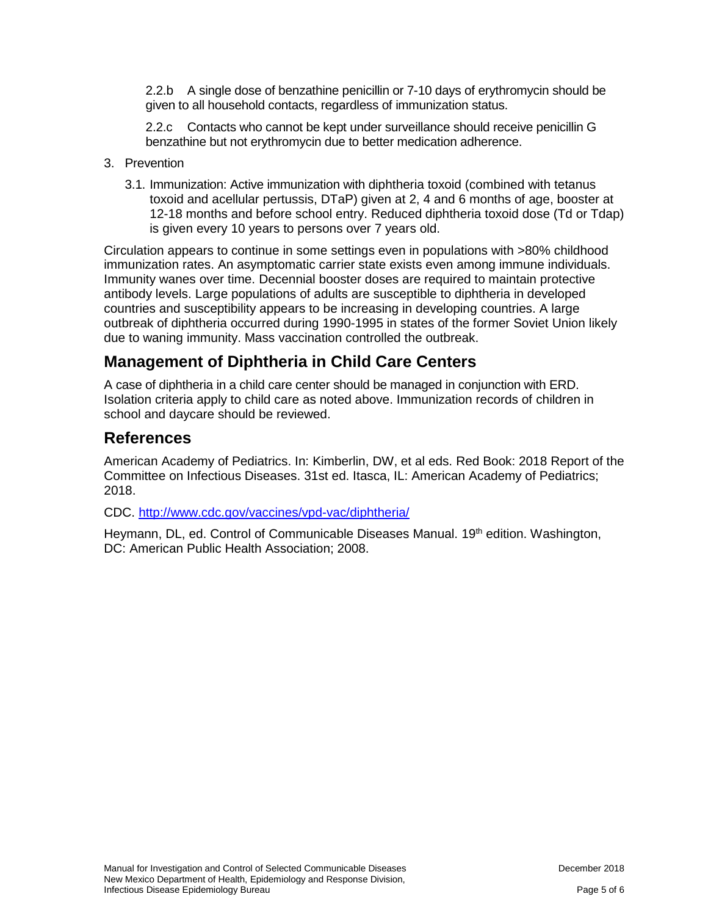2.2.b A single dose of benzathine penicillin or 7-10 days of erythromycin should be given to all household contacts, regardless of immunization status.

2.2.c Contacts who cannot be kept under surveillance should receive penicillin G benzathine but not erythromycin due to better medication adherence.

3. Prevention

   3.1. Immunization: Active immunization with diphtheria toxoid (combined with tetanus toxoid and acellular pertussis, DTaP) given at 2, 4 and 6 months of age, booster at 12-18 months and before school entry. Reduced diphtheria toxoid dose (Td or Tdap) is given every 10 years to persons over 7 years old.

Circulation appears to continue in some settings even in populations with >80% childhood immunization rates. An asymptomatic carrier state exists even among immune individuals. Immunity wanes over time. Decennial booster doses are required to maintain protective antibody levels. Large populations of adults are susceptible to diphtheria in developed countries and susceptibility appears to be increasing in developing countries. A large outbreak of diphtheria occurred during 1990-1995 in states of the former Soviet Union likely due to waning immunity. Mass vaccination controlled the outbreak.

## Management of Diphtheria in Child Care Centers

A case of diphtheria in a child care center should be managed in conjunction with ERD. Isolation criteria apply to child care as noted above. Immunization records of children in school and daycare should be reviewed.

## References

American Academy of Pediatrics. In: Kimberlin, DW, et al eds. Red Book: 2018 Report of the Committee on Infectious Diseases. 31st ed. Itasca, IL: American Academy of Pediatrics; 2018.

CDC. http://www.cdc.gov/vaccines/vpd-vac/diphtheria/

Heymann, DL, ed. Control of Communicable Diseases Manual. 19th edition. Washington, DC: American Public Health Association; 2008.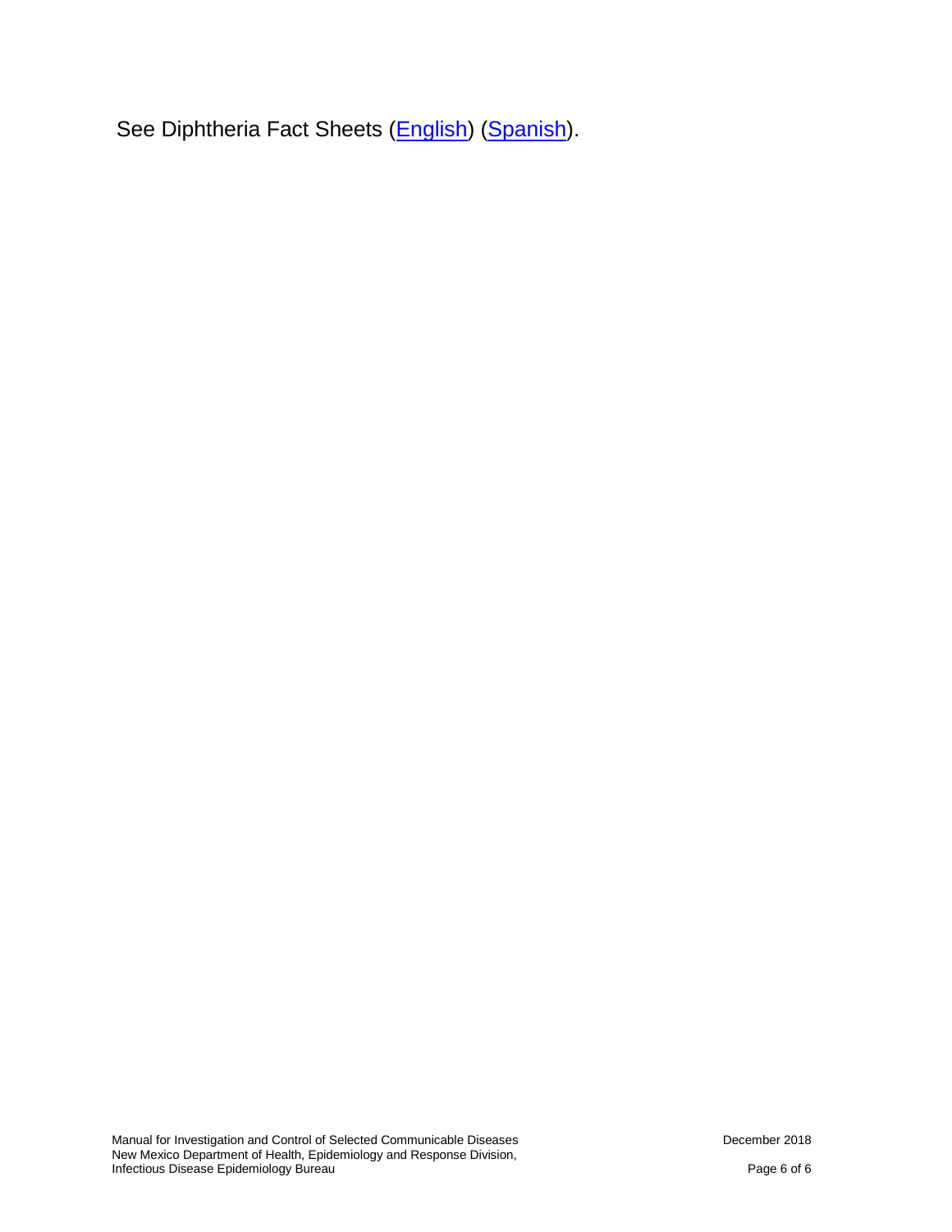See Diphtheria Fact Sheets (English) (Spanish).